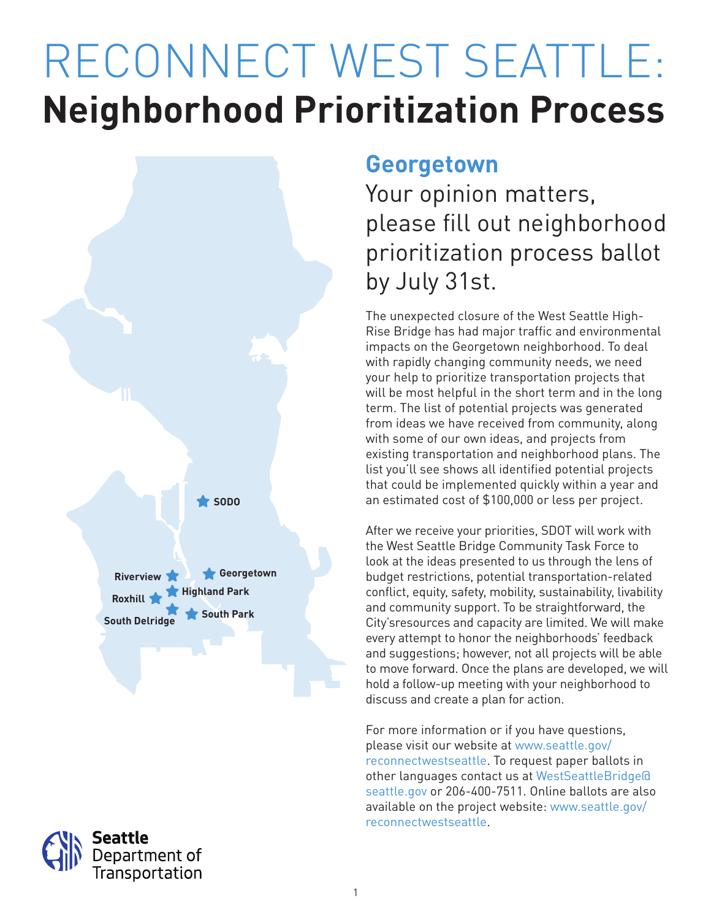# RECONNECT WEST SEATTLE:
# Neighborhood Prioritization Process

SODO

Riverview

Georgetown

Highland Park

Roxhill

South Park

South Delridge

## Georgetown

### Your opinion matters, please fill out neighborhood prioritization process ballot by July 31st.

The unexpected closure of the West Seattle High-Rise Bridge has had major traffic and environmental impacts on the Georgetown neighborhood. To deal with rapidly changing community needs, we need your help to prioritize transportation projects that will be most helpful in the short term and in the long term. The list of potential projects was generated from ideas we have received from community, along with some of our own ideas, and projects from existing transportation and neighborhood plans. The list you'll see shows all identified potential projects that could be implemented quickly within a year and an estimated cost of $100,000 or less per project.

After we receive your priorities, SDOT will work with the West Seattle Bridge Community Task Force to look at the ideas presented to us through the lens of budget restrictions, potential transportation-related conflict, equity, safety, mobility, sustainability, livability and community support. To be straightforward, the City'sresources and capacity are limited. We will make every attempt to honor the neighborhoods' feedback and suggestions; however, not all projects will be able to move forward. Once the plans are developed, we will hold a follow-up meeting with your neighborhood to discuss and create a plan for action.

For more information or if you have questions, please visit our website at www.seattle.gov/reconnectwestseattle. To request paper ballots in other languages contact us at WestSeattleBridge@seattle.gov or 206-400-7511. Online ballots are also available on the project website: www.seattle.gov/reconnectwestseattle.

Seattle Department of Transportation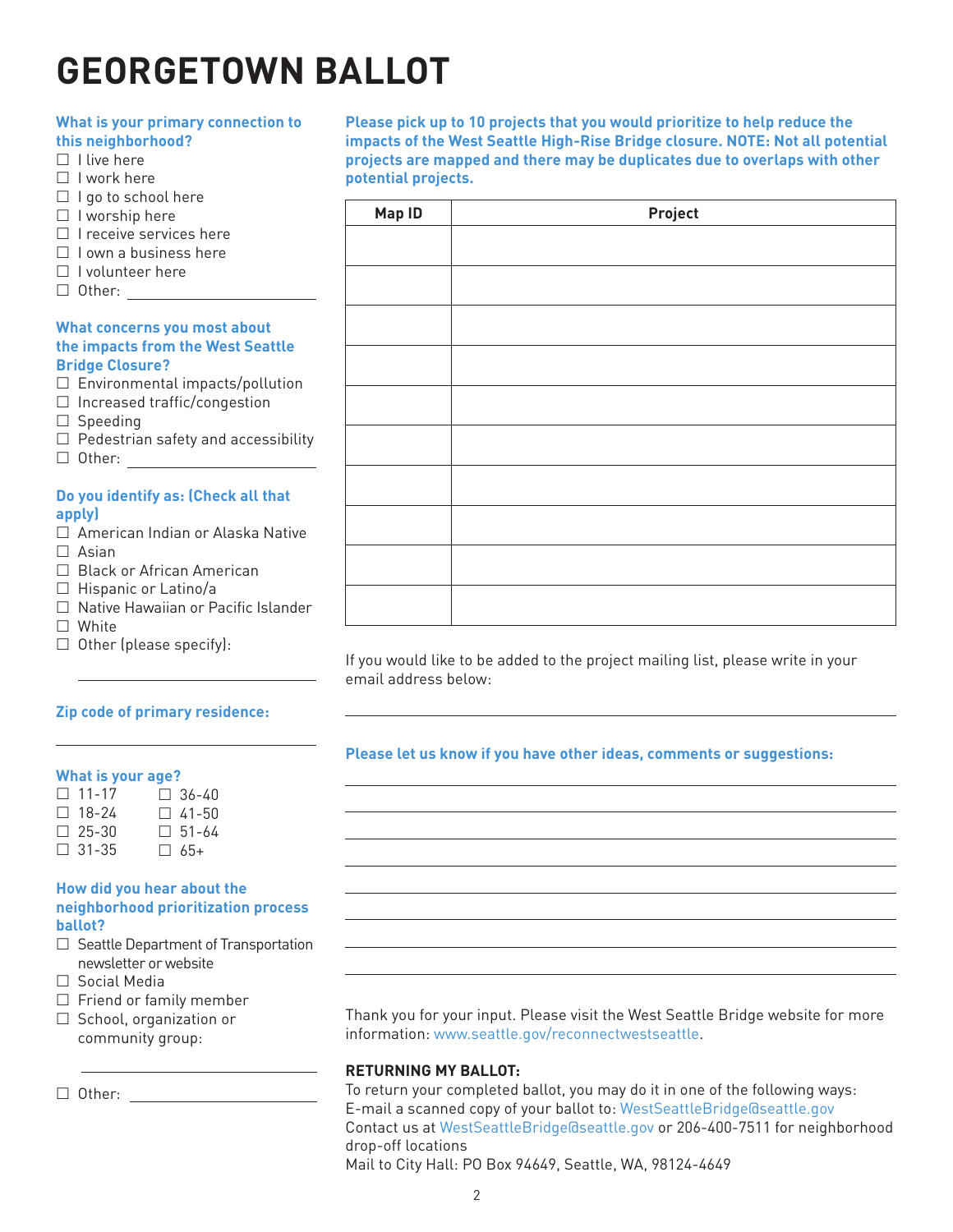# GEORGETOWN BALLOT

**What is your primary connection to this neighborhood?**

- ☐ I live here
- ☐ I work here
- ☐ I go to school here
- ☐ I worship here
- ☐ I receive services here
- ☐ I own a business here
- ☐ I volunteer here
- ☐ Other: ____________________

**What concerns you most about the impacts from the West Seattle Bridge Closure?**

- ☐ Environmental impacts/pollution
- ☐ Increased traffic/congestion
- ☐ Speeding
- ☐ Pedestrian safety and accessibility
- ☐ Other: ____________________

**Do you identify as: (Check all that apply)**

- ☐ American Indian or Alaska Native
- ☐ Asian
- ☐ Black or African American
- ☐ Hispanic or Latino/a
- ☐ Native Hawaiian or Pacific Islander
- ☐ White
- ☐ Other (please specify):

____________________

**Zip code of primary residence:**

____________________

**What is your age?**

- ☐ 11-17
- ☐ 18-24
- ☐ 25-30
- ☐ 31-35
- ☐ 36-40
- ☐ 41-50
- ☐ 51-64
- ☐ 65+

**How did you hear about the neighborhood prioritization process ballot?**

- ☐ Seattle Department of Transportation newsletter or website
- ☐ Social Media
- ☐ Friend or family member
- ☐ School, organization or community group:

____________________

- ☐ Other: ____________________

**Please pick up to 10 projects that you would prioritize to help reduce the impacts of the West Seattle High-Rise Bridge closure. NOTE: Not all potential projects are mapped and there may be duplicates due to overlaps with other potential projects.**

| Map ID | Project |
|---|---|
| | |
| | |
| | |
| | |
| | |
| | |
| | |
| | |
| | |
| | |

If you would like to be added to the project mailing list, please write in your email address below:

____________________

**Please let us know if you have other ideas, comments or suggestions:**

____________________

Thank you for your input. Please visit the West Seattle Bridge website for more information: www.seattle.gov/reconnectwestseattle.

**RETURNING MY BALLOT:**

To return your completed ballot, you may do it in one of the following ways:
E-mail a scanned copy of your ballot to: WestSeattleBridge@seattle.gov
Contact us at WestSeattleBridge@seattle.gov or 206-400-7511 for neighborhood drop-off locations
Mail to City Hall: PO Box 94649, Seattle, WA, 98124-4649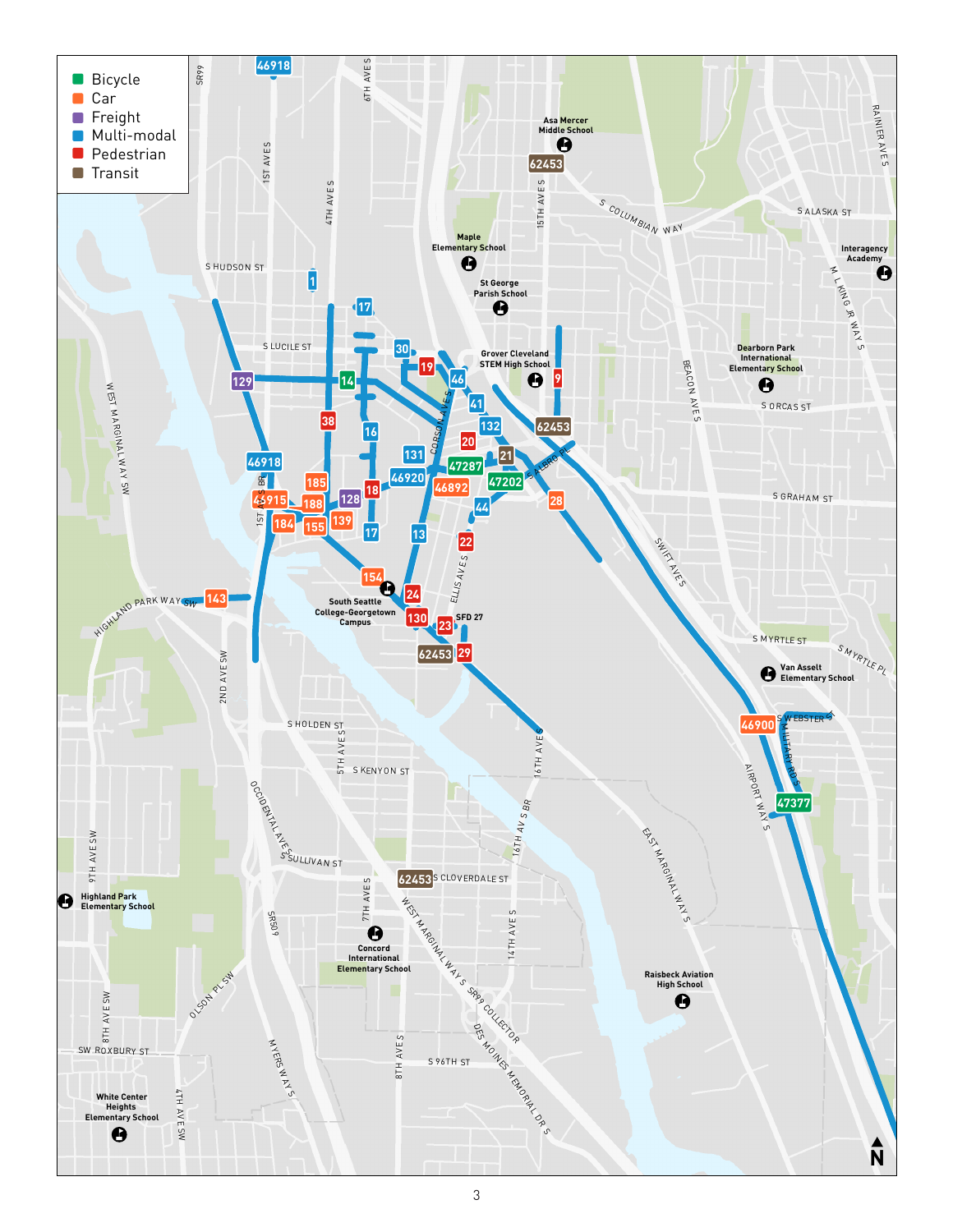- Bicycle
- Car
- Freight
- Multi-modal
- Pedestrian
- Transit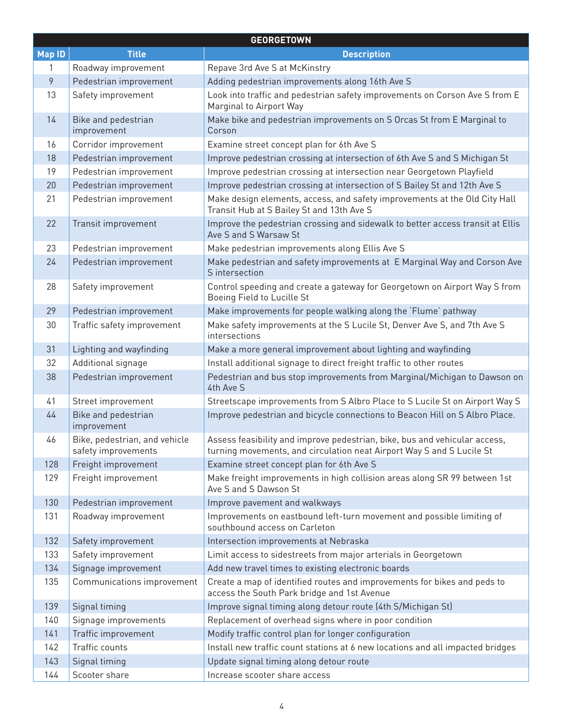| GEORGETOWN | | |
|---|---|---|
| **Map ID** | **Title** | **Description** |
| 1 | Roadway improvement | Repave 3rd Ave S at McKinstry |
| 9 | Pedestrian improvement | Adding pedestrian improvements along 16th Ave S |
| 13 | Safety improvement | Look into traffic and pedestrian safety improvements on Corson Ave S from E Marginal to Airport Way |
| 14 | Bike and pedestrian improvement | Make bike and pedestrian improvements on S Orcas St from E Marginal to Corson |
| 16 | Corridor improvement | Examine street concept plan for 6th Ave S |
| 18 | Pedestrian improvement | Improve pedestrian crossing at intersection of 6th Ave S and S Michigan St |
| 19 | Pedestrian improvement | Improve pedestrian crossing at intersection near Georgetown Playfield |
| 20 | Pedestrian improvement | Improve pedestrian crossing at intersection of S Bailey St and 12th Ave S |
| 21 | Pedestrian improvement | Make design elements, access, and safety improvements at the Old City Hall Transit Hub at S Bailey St and 13th Ave S |
| 22 | Transit improvement | Improve the pedestrian crossing and sidewalk to better access transit at Ellis Ave S and S Warsaw St |
| 23 | Pedestrian improvement | Make pedestrian improvements along Ellis Ave S |
| 24 | Pedestrian improvement | Make pedestrian and safety improvements at E Marginal Way and Corson Ave S intersection |
| 28 | Safety improvement | Control speeding and create a gateway for Georgetown on Airport Way S from Boeing Field to Lucille St |
| 29 | Pedestrian improvement | Make improvements for people walking along the 'Flume' pathway |
| 30 | Traffic safety improvement | Make safety improvements at the S Lucile St, Denver Ave S, and 7th Ave S intersections |
| 31 | Lighting and wayfinding | Make a more general improvement about lighting and wayfinding |
| 32 | Additional signage | Install additional signage to direct freight traffic to other routes |
| 38 | Pedestrian improvement | Pedestrian and bus stop improvements from Marginal/Michigan to Dawson on 4th Ave S |
| 41 | Street improvement | Streetscape improvements from S Albro Place to S Lucile St on Airport Way S |
| 44 | Bike and pedestrian improvement | Improve pedestrian and bicycle connections to Beacon Hill on S Albro Place. |
| 46 | Bike, pedestrian, and vehicle safety improvements | Assess feasibility and improve pedestrian, bike, bus and vehicular access, turning movements, and circulation neat Airport Way S and S Lucile St |
| 128 | Freight improvement | Examine street concept plan for 6th Ave S |
| 129 | Freight improvement | Make freight improvements in high collision areas along SR 99 between 1st Ave S and S Dawson St |
| 130 | Pedestrian improvement | Improve pavement and walkways |
| 131 | Roadway improvement | Improvements on eastbound left-turn movement and possible limiting of southbound access on Carleton |
| 132 | Safety improvement | Intersection improvements at Nebraska |
| 133 | Safety improvement | Limit access to sidestreets from major arterials in Georgetown |
| 134 | Signage improvement | Add new travel times to existing electronic boards |
| 135 | Communications improvement | Create a map of identified routes and improvements for bikes and peds to access the South Park bridge and 1st Avenue |
| 139 | Signal timing | Improve signal timing along detour route (4th S/Michigan St) |
| 140 | Signage improvements | Replacement of overhead signs where in poor condition |
| 141 | Traffic improvement | Modify traffic control plan for longer configuration |
| 142 | Traffic counts | Install new traffic count stations at 6 new locations and all impacted bridges |
| 143 | Signal timing | Update signal timing along detour route |
| 144 | Scooter share | Increase scooter share access |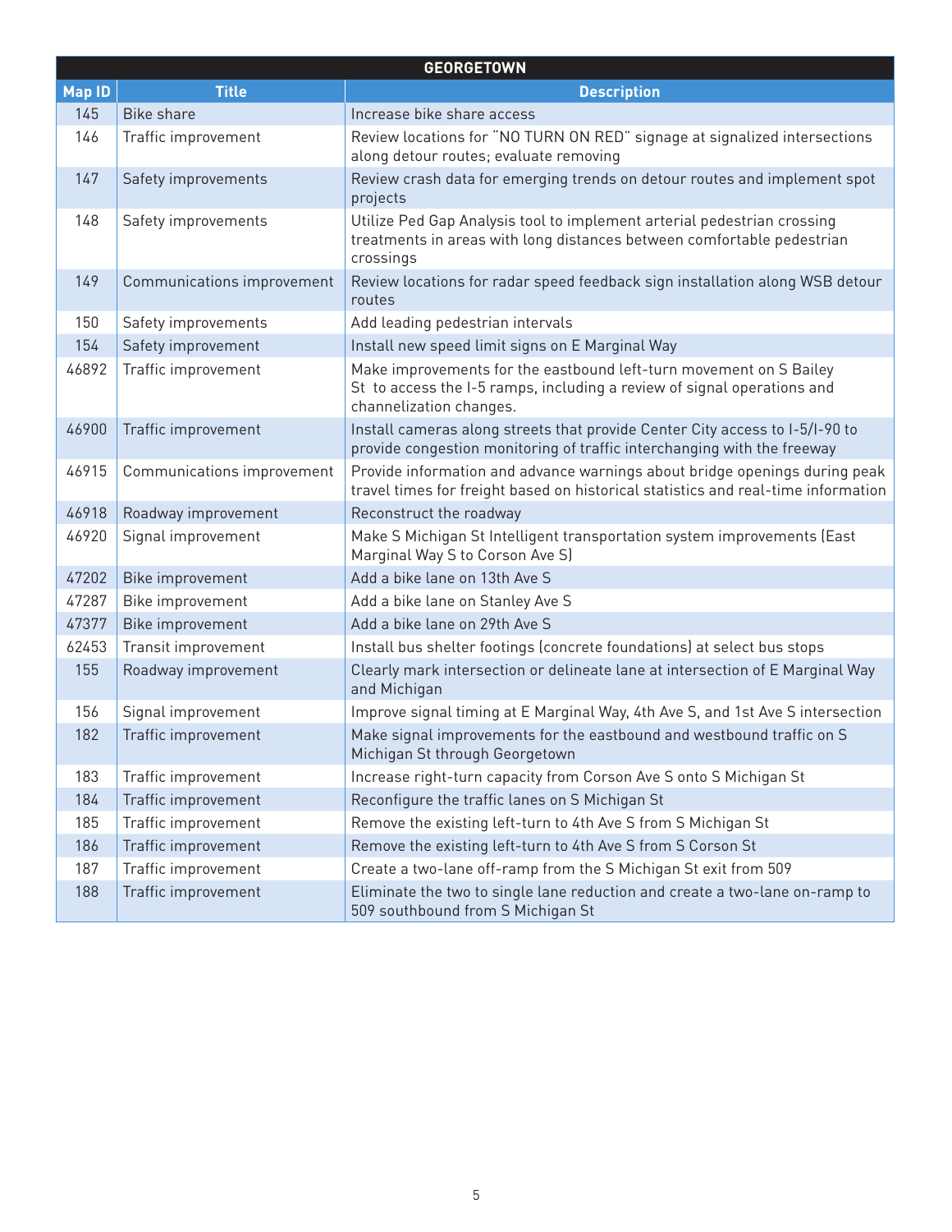| GEORGETOWN | | |
|---|---|---|
| **Map ID** | **Title** | **Description** |
| 145 | Bike share | Increase bike share access |
| 146 | Traffic improvement | Review locations for "NO TURN ON RED" signage at signalized intersections along detour routes; evaluate removing |
| 147 | Safety improvements | Review crash data for emerging trends on detour routes and implement spot projects |
| 148 | Safety improvements | Utilize Ped Gap Analysis tool to implement arterial pedestrian crossing treatments in areas with long distances between comfortable pedestrian crossings |
| 149 | Communications improvement | Review locations for radar speed feedback sign installation along WSB detour routes |
| 150 | Safety improvements | Add leading pedestrian intervals |
| 154 | Safety improvement | Install new speed limit signs on E Marginal Way |
| 46892 | Traffic improvement | Make improvements for the eastbound left-turn movement on S Bailey St to access the I-5 ramps, including a review of signal operations and channelization changes. |
| 46900 | Traffic improvement | Install cameras along streets that provide Center City access to I-5/I-90 to provide congestion monitoring of traffic interchanging with the freeway |
| 46915 | Communications improvement | Provide information and advance warnings about bridge openings during peak travel times for freight based on historical statistics and real-time information |
| 46918 | Roadway improvement | Reconstruct the roadway |
| 46920 | Signal improvement | Make S Michigan St Intelligent transportation system improvements (East Marginal Way S to Corson Ave S) |
| 47202 | Bike improvement | Add a bike lane on 13th Ave S |
| 47287 | Bike improvement | Add a bike lane on Stanley Ave S |
| 47377 | Bike improvement | Add a bike lane on 29th Ave S |
| 62453 | Transit improvement | Install bus shelter footings (concrete foundations) at select bus stops |
| 155 | Roadway improvement | Clearly mark intersection or delineate lane at intersection of E Marginal Way and Michigan |
| 156 | Signal improvement | Improve signal timing at E Marginal Way, 4th Ave S, and 1st Ave S intersection |
| 182 | Traffic improvement | Make signal improvements for the eastbound and westbound traffic on S Michigan St through Georgetown |
| 183 | Traffic improvement | Increase right-turn capacity from Corson Ave S onto S Michigan St |
| 184 | Traffic improvement | Reconfigure the traffic lanes on S Michigan St |
| 185 | Traffic improvement | Remove the existing left-turn to 4th Ave S from S Michigan St |
| 186 | Traffic improvement | Remove the existing left-turn to 4th Ave S from S Corson St |
| 187 | Traffic improvement | Create a two-lane off-ramp from the S Michigan St exit from 509 |
| 188 | Traffic improvement | Eliminate the two to single lane reduction and create a two-lane on-ramp to 509 southbound from S Michigan St |